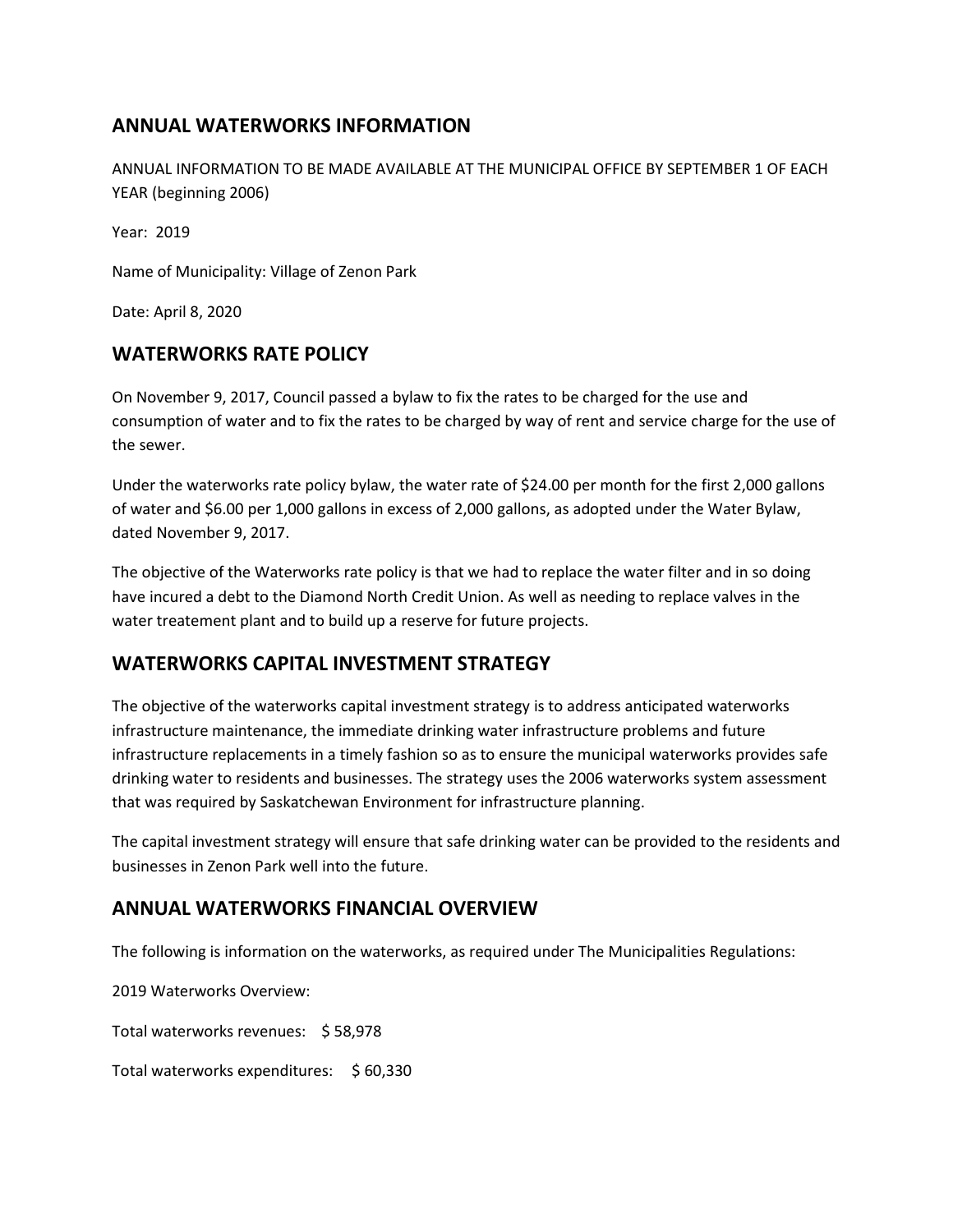## ANNUAL WATERWORKS INFORMATION

ANNUAL INFORMATION TO BE MADE AVAILABLE AT THE MUNICIPAL OFFICE BY SEPTEMBER 1 OF EACH YEAR (beginning 2006)

Year: 2019

Name of Municipality: Village of Zenon Park

Date: April 8, 2020

## WATERWORKS RATE POLICY

On November 9, 2017, Council passed a bylaw to fix the rates to be charged for the use and consumption of water and to fix the rates to be charged by way of rent and service charge for the use of the sewer.

Under the waterworks rate policy bylaw, the water rate of $24.00 per month for the first 2,000 gallons of water and $6.00 per 1,000 gallons in excess of 2,000 gallons, as adopted under the Water Bylaw, dated November 9, 2017.

The objective of the Waterworks rate policy is that we had to replace the water filter and in so doing have incured a debt to the Diamond North Credit Union. As well as needing to replace valves in the water treatement plant and to build up a reserve for future projects.

## WATERWORKS CAPITAL INVESTMENT STRATEGY

The objective of the waterworks capital investment strategy is to address anticipated waterworks infrastructure maintenance, the immediate drinking water infrastructure problems and future infrastructure replacements in a timely fashion so as to ensure the municipal waterworks provides safe drinking water to residents and businesses. The strategy uses the 2006 waterworks system assessment that was required by Saskatchewan Environment for infrastructure planning.

The capital investment strategy will ensure that safe drinking water can be provided to the residents and businesses in Zenon Park well into the future.

## ANNUAL WATERWORKS FINANCIAL OVERVIEW

The following is information on the waterworks, as required under The Municipalities Regulations:

2019 Waterworks Overview:

Total waterworks revenues: $ 58,978

Total waterworks expenditures: $ 60,330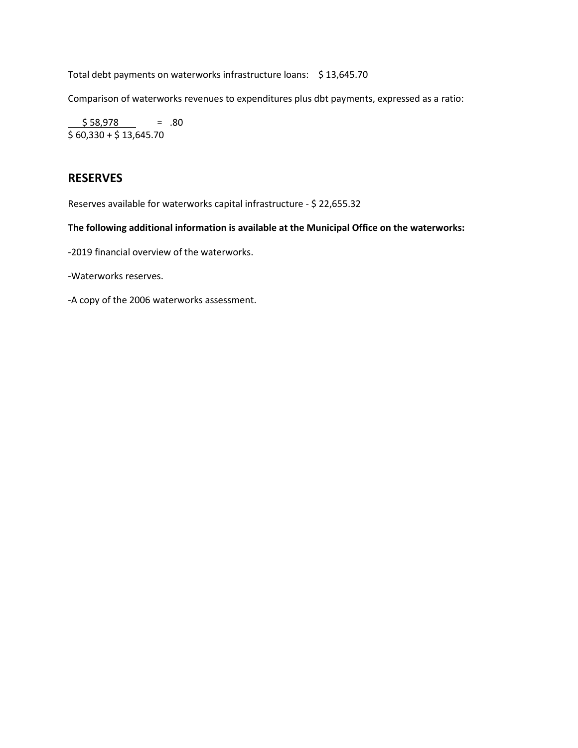Total debt payments on waterworks infrastructure loans: $ 13,645.70

Comparison of waterworks revenues to expenditures plus dbt payments, expressed as a ratio:

$$\frac{\$\ 58,978}{\$\ 60,330 + \$\ 13,645.70} = .80$$

## RESERVES

Reserves available for waterworks capital infrastructure - $ 22,655.32

**The following additional information is available at the Municipal Office on the waterworks:**

-2019 financial overview of the waterworks.

-Waterworks reserves.

-A copy of the 2006 waterworks assessment.